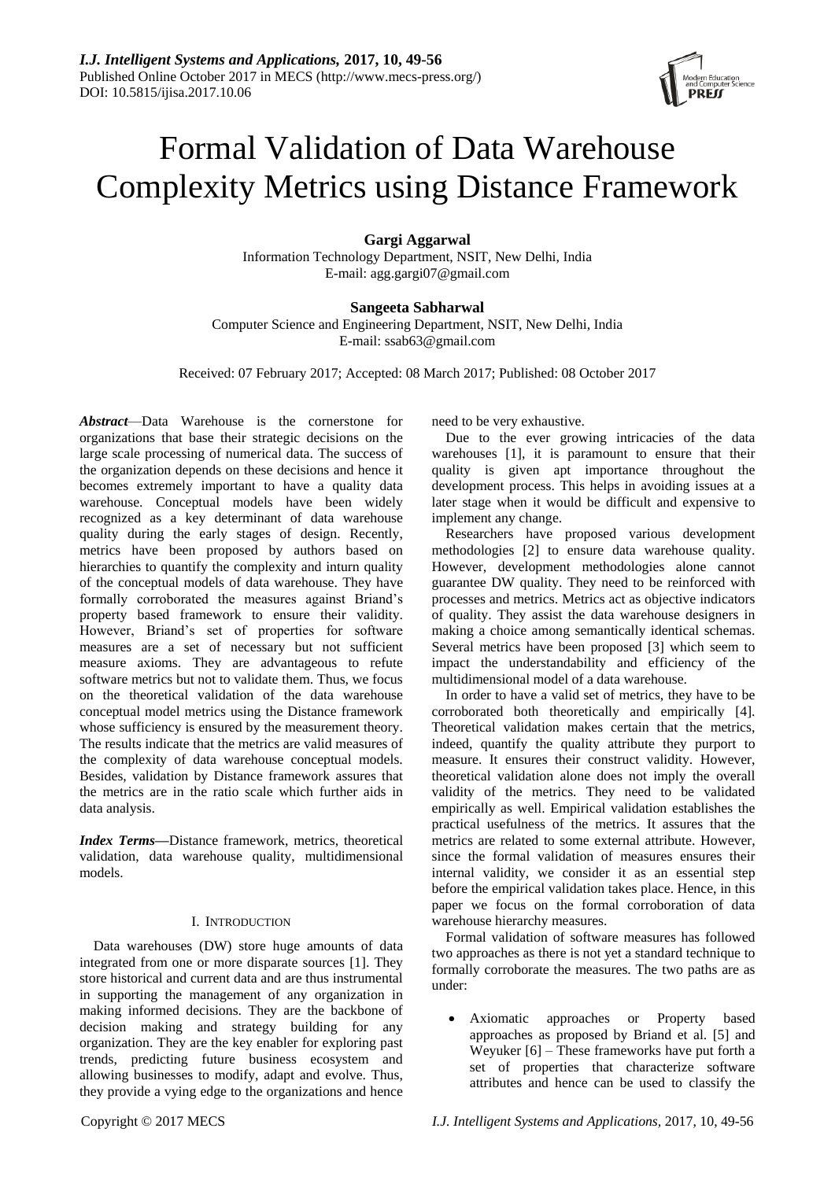# Formal Validation of Data Warehouse Complexity Metrics using Distance Framework

**Gargi Aggarwal**
Information Technology Department, NSIT, New Delhi, India
E-mail: agg.gargi07@gmail.com

**Sangeeta Sabharwal**
Computer Science and Engineering Department, NSIT, New Delhi, India
E-mail: ssab63@gmail.com

Received: 07 February 2017; Accepted: 08 March 2017; Published: 08 October 2017

***Abstract***—Data Warehouse is the cornerstone for organizations that base their strategic decisions on the large scale processing of numerical data. The success of the organization depends on these decisions and hence it becomes extremely important to have a quality data warehouse. Conceptual models have been widely recognized as a key determinant of data warehouse quality during the early stages of design. Recently, metrics have been proposed by authors based on hierarchies to quantify the complexity and inturn quality of the conceptual models of data warehouse. They have formally corroborated the measures against Briand's property based framework to ensure their validity. However, Briand's set of properties for software measures are a set of necessary but not sufficient measure axioms. They are advantageous to refute software metrics but not to validate them. Thus, we focus on the theoretical validation of the data warehouse conceptual model metrics using the Distance framework whose sufficiency is ensured by the measurement theory. The results indicate that the metrics are valid measures of the complexity of data warehouse conceptual models. Besides, validation by Distance framework assures that the metrics are in the ratio scale which further aids in data analysis.

***Index Terms*****—**Distance framework, metrics, theoretical validation, data warehouse quality, multidimensional models.

## I. Introduction

Data warehouses (DW) store huge amounts of data integrated from one or more disparate sources [1]. They store historical and current data and are thus instrumental in supporting the management of any organization in making informed decisions. They are the backbone of decision making and strategy building for any organization. They are the key enabler for exploring past trends, predicting future business ecosystem and allowing businesses to modify, adapt and evolve. Thus, they provide a vying edge to the organizations and hence need to be very exhaustive.

Due to the ever growing intricacies of the data warehouses [1], it is paramount to ensure that their quality is given apt importance throughout the development process. This helps in avoiding issues at a later stage when it would be difficult and expensive to implement any change.

Researchers have proposed various development methodologies [2] to ensure data warehouse quality. However, development methodologies alone cannot guarantee DW quality. They need to be reinforced with processes and metrics. Metrics act as objective indicators of quality. They assist the data warehouse designers in making a choice among semantically identical schemas. Several metrics have been proposed [3] which seem to impact the understandability and efficiency of the multidimensional model of a data warehouse.

In order to have a valid set of metrics, they have to be corroborated both theoretically and empirically [4]. Theoretical validation makes certain that the metrics, indeed, quantify the quality attribute they purport to measure. It ensures their construct validity. However, theoretical validation alone does not imply the overall validity of the metrics. They need to be validated empirically as well. Empirical validation establishes the practical usefulness of the metrics. It assures that the metrics are related to some external attribute. However, since the formal validation of measures ensures their internal validity, we consider it as an essential step before the empirical validation takes place. Hence, in this paper we focus on the formal corroboration of data warehouse hierarchy measures.

Formal validation of software measures has followed two approaches as there is not yet a standard technique to formally corroborate the measures. The two paths are as under:

- Axiomatic approaches or Property based approaches as proposed by Briand et al. [5] and Weyuker [6] – These frameworks have put forth a set of properties that characterize software attributes and hence can be used to classify the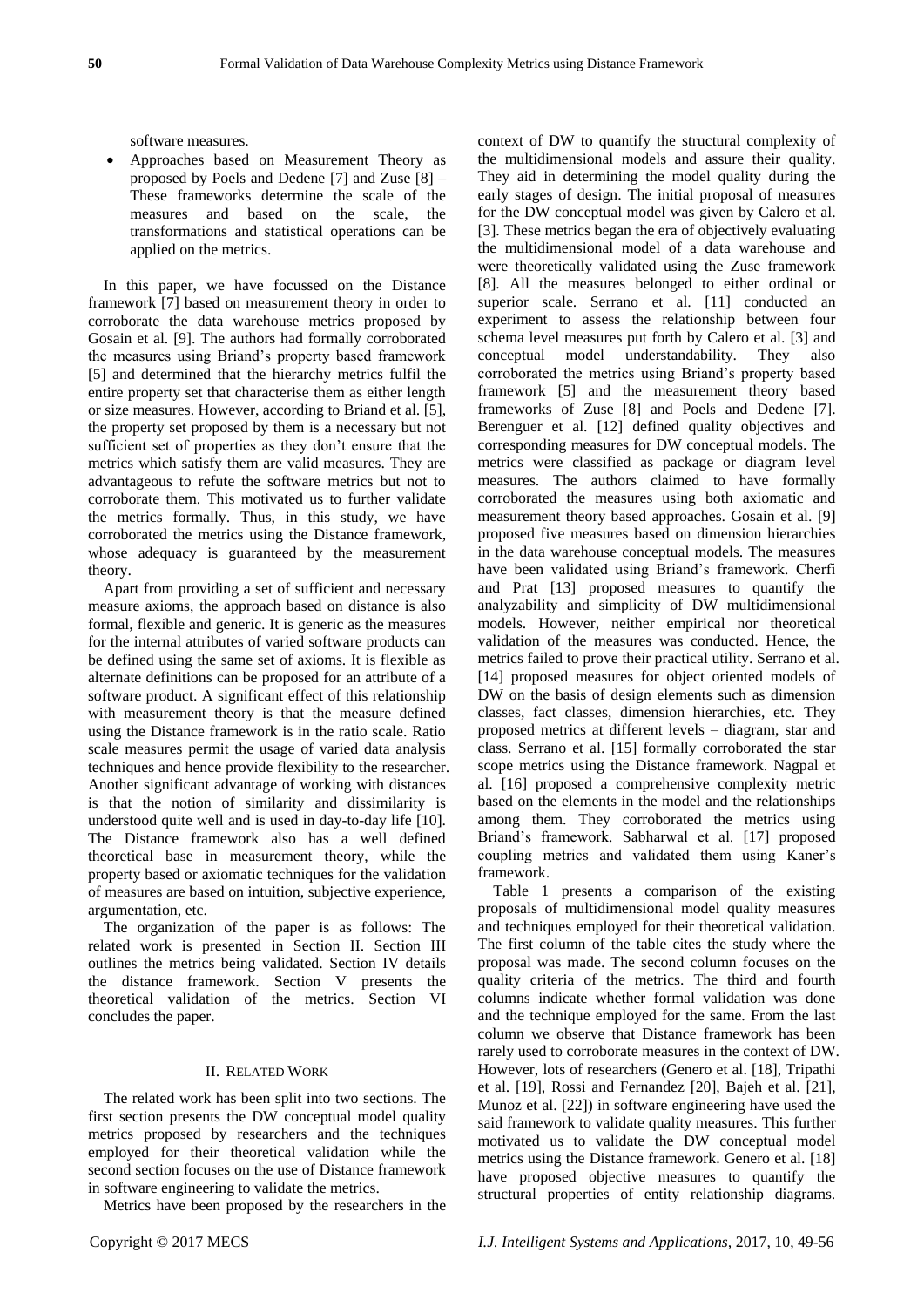software measures.

- Approaches based on Measurement Theory as proposed by Poels and Dedene [7] and Zuse [8] – These frameworks determine the scale of the measures and based on the scale, the transformations and statistical operations can be applied on the metrics.

In this paper, we have focussed on the Distance framework [7] based on measurement theory in order to corroborate the data warehouse metrics proposed by Gosain et al. [9]. The authors had formally corroborated the measures using Briand's property based framework [5] and determined that the hierarchy metrics fulfil the entire property set that characterise them as either length or size measures. However, according to Briand et al. [5], the property set proposed by them is a necessary but not sufficient set of properties as they don't ensure that the metrics which satisfy them are valid measures. They are advantageous to refute the software metrics but not to corroborate them. This motivated us to further validate the metrics formally. Thus, in this study, we have corroborated the metrics using the Distance framework, whose adequacy is guaranteed by the measurement theory.

Apart from providing a set of sufficient and necessary measure axioms, the approach based on distance is also formal, flexible and generic. It is generic as the measures for the internal attributes of varied software products can be defined using the same set of axioms. It is flexible as alternate definitions can be proposed for an attribute of a software product. A significant effect of this relationship with measurement theory is that the measure defined using the Distance framework is in the ratio scale. Ratio scale measures permit the usage of varied data analysis techniques and hence provide flexibility to the researcher. Another significant advantage of working with distances is that the notion of similarity and dissimilarity is understood quite well and is used in day-to-day life [10]. The Distance framework also has a well defined theoretical base in measurement theory, while the property based or axiomatic techniques for the validation of measures are based on intuition, subjective experience, argumentation, etc.

The organization of the paper is as follows: The related work is presented in Section II. Section III outlines the metrics being validated. Section IV details the distance framework. Section V presents the theoretical validation of the metrics. Section VI concludes the paper.

## II. Related Work

The related work has been split into two sections. The first section presents the DW conceptual model quality metrics proposed by researchers and the techniques employed for their theoretical validation while the second section focuses on the use of Distance framework in software engineering to validate the metrics.

Metrics have been proposed by the researchers in the context of DW to quantify the structural complexity of the multidimensional models and assure their quality. They aid in determining the model quality during the early stages of design. The initial proposal of measures for the DW conceptual model was given by Calero et al. [3]. These metrics began the era of objectively evaluating the multidimensional model of a data warehouse and were theoretically validated using the Zuse framework [8]. All the measures belonged to either ordinal or superior scale. Serrano et al. [11] conducted an experiment to assess the relationship between four schema level measures put forth by Calero et al. [3] and conceptual model understandability. They also corroborated the metrics using Briand's property based framework [5] and the measurement theory based frameworks of Zuse [8] and Poels and Dedene [7]. Berenguer et al. [12] defined quality objectives and corresponding measures for DW conceptual models. The metrics were classified as package or diagram level measures. The authors claimed to have formally corroborated the measures using both axiomatic and measurement theory based approaches. Gosain et al. [9] proposed five measures based on dimension hierarchies in the data warehouse conceptual models. The measures have been validated using Briand's framework. Cherfi and Prat [13] proposed measures to quantify the analyzability and simplicity of DW multidimensional models. However, neither empirical nor theoretical validation of the measures was conducted. Hence, the metrics failed to prove their practical utility. Serrano et al. [14] proposed measures for object oriented models of DW on the basis of design elements such as dimension classes, fact classes, dimension hierarchies, etc. They proposed metrics at different levels – diagram, star and class. Serrano et al. [15] formally corroborated the star scope metrics using the Distance framework. Nagpal et al. [16] proposed a comprehensive complexity metric based on the elements in the model and the relationships among them. They corroborated the metrics using Briand's framework. Sabharwal et al. [17] proposed coupling metrics and validated them using Kaner's framework.

Table 1 presents a comparison of the existing proposals of multidimensional model quality measures and techniques employed for their theoretical validation. The first column of the table cites the study where the proposal was made. The second column focuses on the quality criteria of the metrics. The third and fourth columns indicate whether formal validation was done and the technique employed for the same. From the last column we observe that Distance framework has been rarely used to corroborate measures in the context of DW. However, lots of researchers (Genero et al. [18], Tripathi et al. [19], Rossi and Fernandez [20], Bajeh et al. [21], Munoz et al. [22]) in software engineering have used the said framework to validate quality measures. This further motivated us to validate the DW conceptual model metrics using the Distance framework. Genero et al. [18] have proposed objective measures to quantify the structural properties of entity relationship diagrams.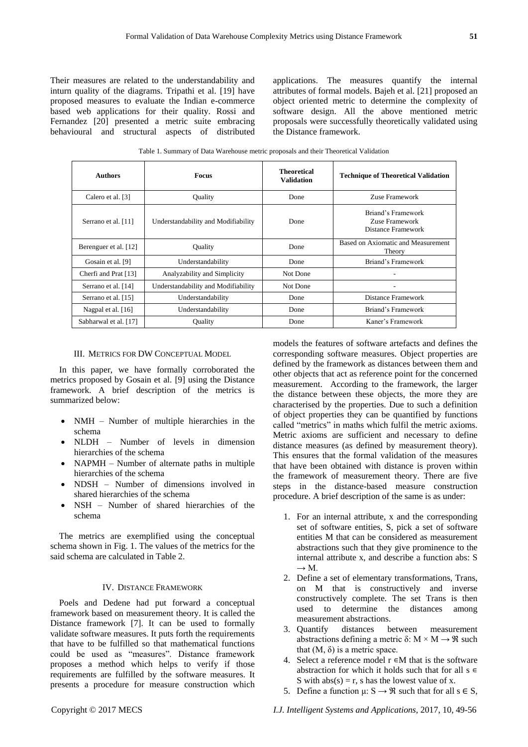Their measures are related to the understandability and inturn quality of the diagrams. Tripathi et al. [19] have proposed measures to evaluate the Indian e-commerce based web applications for their quality. Rossi and Fernandez [20] presented a metric suite embracing behavioural and structural aspects of distributed applications. The measures quantify the internal attributes of formal models. Bajeh et al. [21] proposed an object oriented metric to determine the complexity of software design. All the above mentioned metric proposals were successfully theoretically validated using the Distance framework.

Table 1. Summary of Data Warehouse metric proposals and their Theoretical Validation

| Authors | Focus | Theoretical Validation | Technique of Theoretical Validation |
|---|---|---|---|
| Calero et al. [3] | Quality | Done | Zuse Framework |
| Serrano et al. [11] | Understandability and Modifiability | Done | Briand's Framework<br>Zuse Framework<br>Distance Framework |
| Berenguer et al. [12] | Quality | Done | Based on Axiomatic and Measurement Theory |
| Gosain et al. [9] | Understandability | Done | Briand's Framework |
| Cherfi and Prat [13] | Analyzability and Simplicity | Not Done | - |
| Serrano et al. [14] | Understandability and Modifiability | Not Done | - |
| Serrano et al. [15] | Understandability | Done | Distance Framework |
| Nagpal et al. [16] | Understandability | Done | Briand's Framework |
| Sabharwal et al. [17] | Quality | Done | Kaner's Framework |

## III. Metrics for DW Conceptual Model

In this paper, we have formally corroborated the metrics proposed by Gosain et al. [9] using the Distance framework. A brief description of the metrics is summarized below:

- NMH – Number of multiple hierarchies in the schema
- NLDH – Number of levels in dimension hierarchies of the schema
- NAPMH – Number of alternate paths in multiple hierarchies of the schema
- NDSH – Number of dimensions involved in shared hierarchies of the schema
- NSH – Number of shared hierarchies of the schema

The metrics are exemplified using the conceptual schema shown in Fig. 1. The values of the metrics for the said schema are calculated in Table 2.

## IV. Distance Framework

Poels and Dedene had put forward a conceptual framework based on measurement theory. It is called the Distance framework [7]. It can be used to formally validate software measures. It puts forth the requirements that have to be fulfilled so that mathematical functions could be used as "measures". Distance framework proposes a method which helps to verify if those requirements are fulfilled by the software measures. It presents a procedure for measure construction which models the features of software artefacts and defines the corresponding software measures. Object properties are defined by the framework as distances between them and other objects that act as reference point for the concerned measurement. According to the framework, the larger the distance between these objects, the more they are characterised by the properties. Due to such a definition of object properties they can be quantified by functions called "metrics" in maths which fulfil the metric axioms. Metric axioms are sufficient and necessary to define distance measures (as defined by measurement theory). This ensures that the formal validation of the measures that have been obtained with distance is proven within the framework of measurement theory. There are five steps in the distance-based measure construction procedure. A brief description of the same is as under:

1. For an internal attribute, x and the corresponding set of software entities, S, pick a set of software entities M that can be considered as measurement abstractions such that they give prominence to the internal attribute x, and describe a function abs: $S \rightarrow M$.
2. Define a set of elementary transformations, Trans, on M that is constructively and inverse constructively complete. The set Trans is then used to determine the distances among measurement abstractions.
3. Quantify distances between measurement abstractions defining a metric $\delta: M \times M \rightarrow \Re$ such that $(M, \delta)$ is a metric space.
4. Select a reference model $r \in M$ that is the software abstraction for which it holds such that for all $s \in S$ with $abs(s) = r$, s has the lowest value of x.
5. Define a function $\mu: S \rightarrow \Re$ such that for all $s \in S$,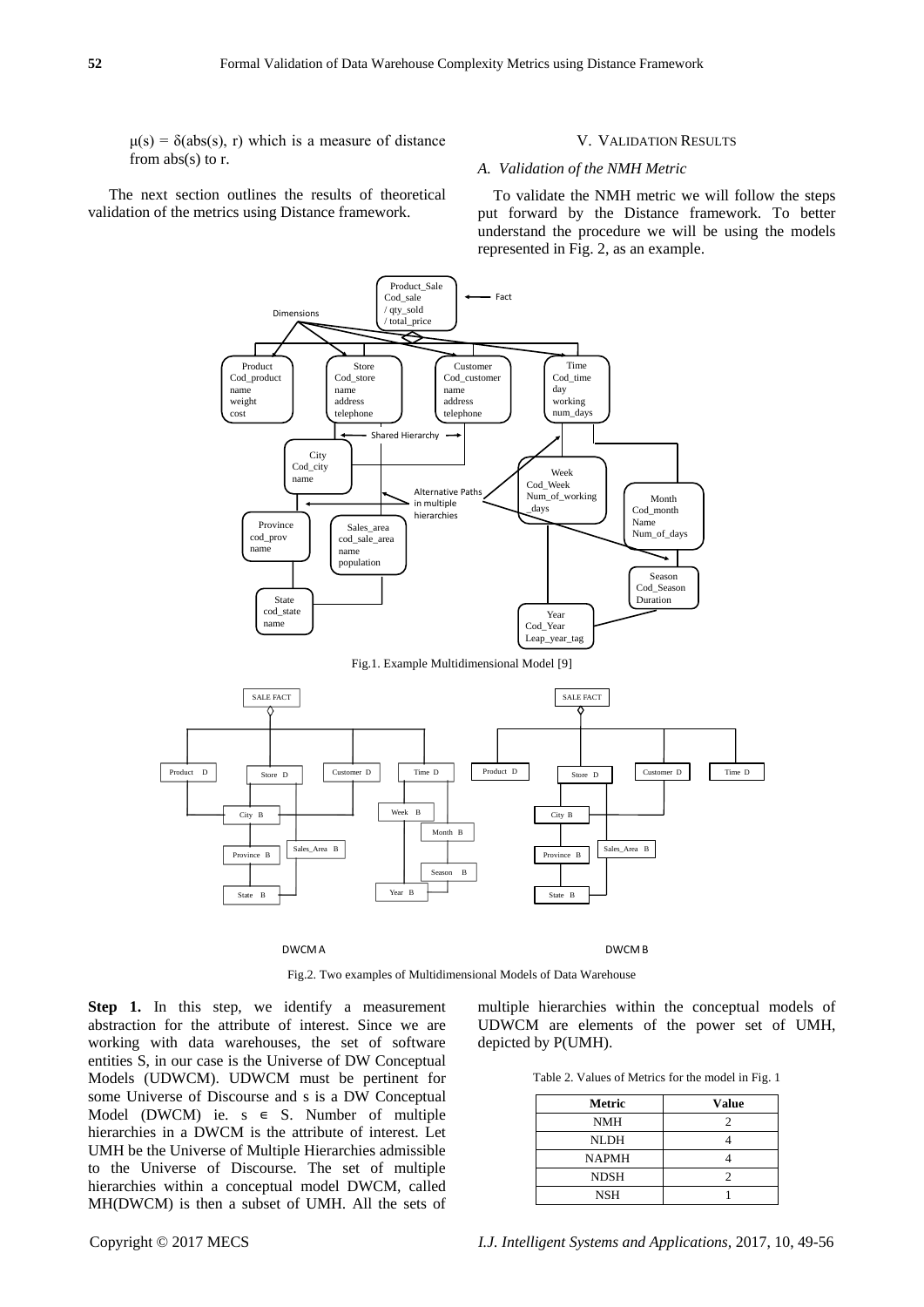$\mu(s) = \delta(abs(s), r)$ which is a measure of distance from abs(s) to r.

The next section outlines the results of theoretical validation of the metrics using Distance framework.

## V. Validation Results

### *A. Validation of the NMH Metric*

To validate the NMH metric we will follow the steps put forward by the Distance framework. To better understand the procedure we will be using the models represented in Fig. 2, as an example.

Fig.1. Example Multidimensional Model [9]

Fig.2. Two examples of Multidimensional Models of Data Warehouse

**Step 1.** In this step, we identify a measurement abstraction for the attribute of interest. Since we are working with data warehouses, the set of software entities S, in our case is the Universe of DW Conceptual Models (UDWCM). UDWCM must be pertinent for some Universe of Discourse and s is a DW Conceptual Model (DWCM) ie. $s \in S$. Number of multiple hierarchies in a DWCM is the attribute of interest. Let UMH be the Universe of Multiple Hierarchies admissible to the Universe of Discourse. The set of multiple hierarchies within a conceptual model DWCM, called MH(DWCM) is then a subset of UMH. All the sets of multiple hierarchies within the conceptual models of UDWCM are elements of the power set of UMH, depicted by P(UMH).

Table 2. Values of Metrics for the model in Fig. 1

| Metric | Value |
|---|---|
| NMH | 2 |
| NLDH | 4 |
| NAPMH | 4 |
| NDSH | 2 |
| NSH | 1 |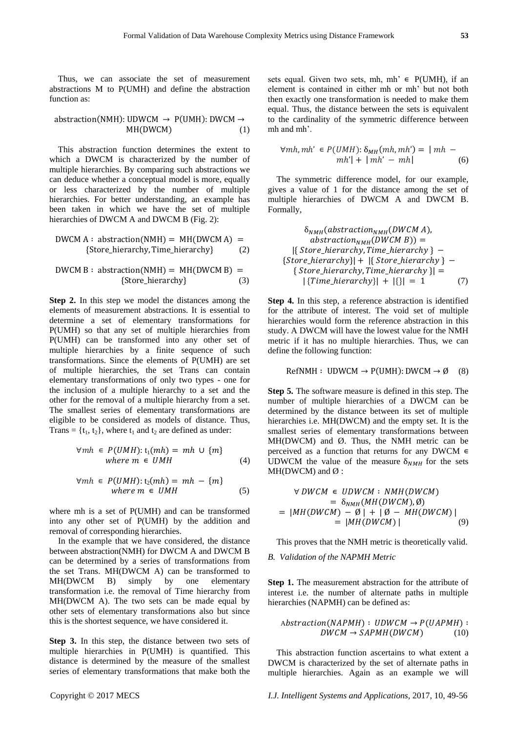Thus, we can associate the set of measurement abstractions M to P(UMH) and define the abstraction function as:

$$\text{abstraction(NMH)}: \text{UDWCM} \rightarrow \text{P(UMH)}: \text{DWCM} \rightarrow \text{MH(DWCM)} \quad (1)$$

This abstraction function determines the extent to which a DWCM is characterized by the number of multiple hierarchies. By comparing such abstractions we can deduce whether a conceptual model is more, equally or less characterized by the number of multiple hierarchies. For better understanding, an example has been taken in which we have the set of multiple hierarchies of DWCM A and DWCM B (Fig. 2):

$$\text{DWCM A}: \text{abstraction(NMH)} = \text{MH(DWCM A)} = \{\text{Store\_hierarchy}, \text{Time\_hierarchy}\} \quad (2)$$

$$\text{DWCM B}: \text{abstraction(NMH)} = \text{MH(DWCM B)} = \{\text{Store\_hierarchy}\} \quad (3)$$

**Step 2.** In this step we model the distances among the elements of measurement abstractions. It is essential to determine a set of elementary transformations for P(UMH) so that any set of multiple hierarchies from P(UMH) can be transformed into any other set of multiple hierarchies by a finite sequence of such transformations. Since the elements of P(UMH) are set of multiple hierarchies, the set Trans can contain elementary transformations of only two types - one for the inclusion of a multiple hierarchy to a set and the other for the removal of a multiple hierarchy from a set. The smallest series of elementary transformations are eligible to be considered as models of distance. Thus, Trans = {$t_1$, $t_2$}, where $t_1$ and $t_2$ are defined as under:

$$\forall mh \in P(UMH): t_1(mh) = mh \cup \{m\} \text{ } where \text{ } m \in UMH \quad (4)$$

$$\forall mh \in P(UMH): t_2(mh) = mh - \{m\} \text{ } where \text{ } m \in UMH \quad (5)$$

where mh is a set of P(UMH) and can be transformed into any other set of P(UMH) by the addition and removal of corresponding hierarchies.

In the example that we have considered, the distance between abstraction(NMH) for DWCM A and DWCM B can be determined by a series of transformations from the set Trans. MH(DWCM A) can be transformed to MH(DWCM B) simply by one elementary transformation i.e. the removal of Time hierarchy from MH(DWCM A). The two sets can be made equal by other sets of elementary transformations also but since this is the shortest sequence, we have considered it.

**Step 3.** In this step, the distance between two sets of multiple hierarchies in P(UMH) is quantified. This distance is determined by the measure of the smallest series of elementary transformations that make both the sets equal. Given two sets, mh, mh' ∈ P(UMH), if an element is contained in either mh or mh' but not both then exactly one transformation is needed to make them equal. Thus, the distance between the sets is equivalent to the cardinality of the symmetric difference between mh and mh'.

$$\forall mh, mh' \in P(UMH): \delta_{MH}(mh, mh') = |mh - mh'| + |mh' - mh| \quad (6)$$

The symmetric difference model, for our example, gives a value of 1 for the distance among the set of multiple hierarchies of DWCM A and DWCM B. Formally,

$$\delta_{NMH}(abstraction_{NMH}(DWCM\ A), abstraction_{NMH}(DWCM\ B)) = |\{Store\_hierarchy, Time\_hierarchy\} - \{Store\_hierarchy\}| + |\{Store\_hierarchy\} - \{Store\_hierarchy, Time\_hierarchy\}| = |\{Time\_hierarchy\}| + |\{\}| = 1 \quad (7)$$

**Step 4.** In this step, a reference abstraction is identified for the attribute of interest. The void set of multiple hierarchies would form the reference abstraction in this study. A DWCM will have the lowest value for the NMH metric if it has no multiple hierarchies. Thus, we can define the following function:

$$\text{RefNMH}: \text{UDWCM} \rightarrow \text{P(UMH)}: \text{DWCM} \rightarrow \emptyset \quad (8)$$

**Step 5.** The software measure is defined in this step. The number of multiple hierarchies of a DWCM can be determined by the distance between its set of multiple hierarchies i.e. MH(DWCM) and the empty set. It is the smallest series of elementary transformations between MH(DWCM) and Ø. Thus, the NMH metric can be perceived as a function that returns for any DWCM ∈ UDWCM the value of the measure $\delta_{NMH}$ for the sets MH(DWCM) and Ø :

$$\forall DWCM \in UDWCM : NMH(DWCM) = \delta_{NMH}(MH(DWCM), \emptyset) = |MH(DWCM) - \emptyset| + |\emptyset - MH(DWCM)| = |MH(DWCM)| \quad (9)$$

This proves that the NMH metric is theoretically valid.

### B. Validation of the NAPMH Metric

**Step 1.** The measurement abstraction for the attribute of interest i.e. the number of alternate paths in multiple hierarchies (NAPMH) can be defined as:

$$Abstraction(NAPMH): UDWCM \rightarrow P(UAPMH): DWCM \rightarrow SAPMH(DWCM) \quad (10)$$

This abstraction function ascertains to what extent a DWCM is characterized by the set of alternate paths in multiple hierarchies. Again as an example we will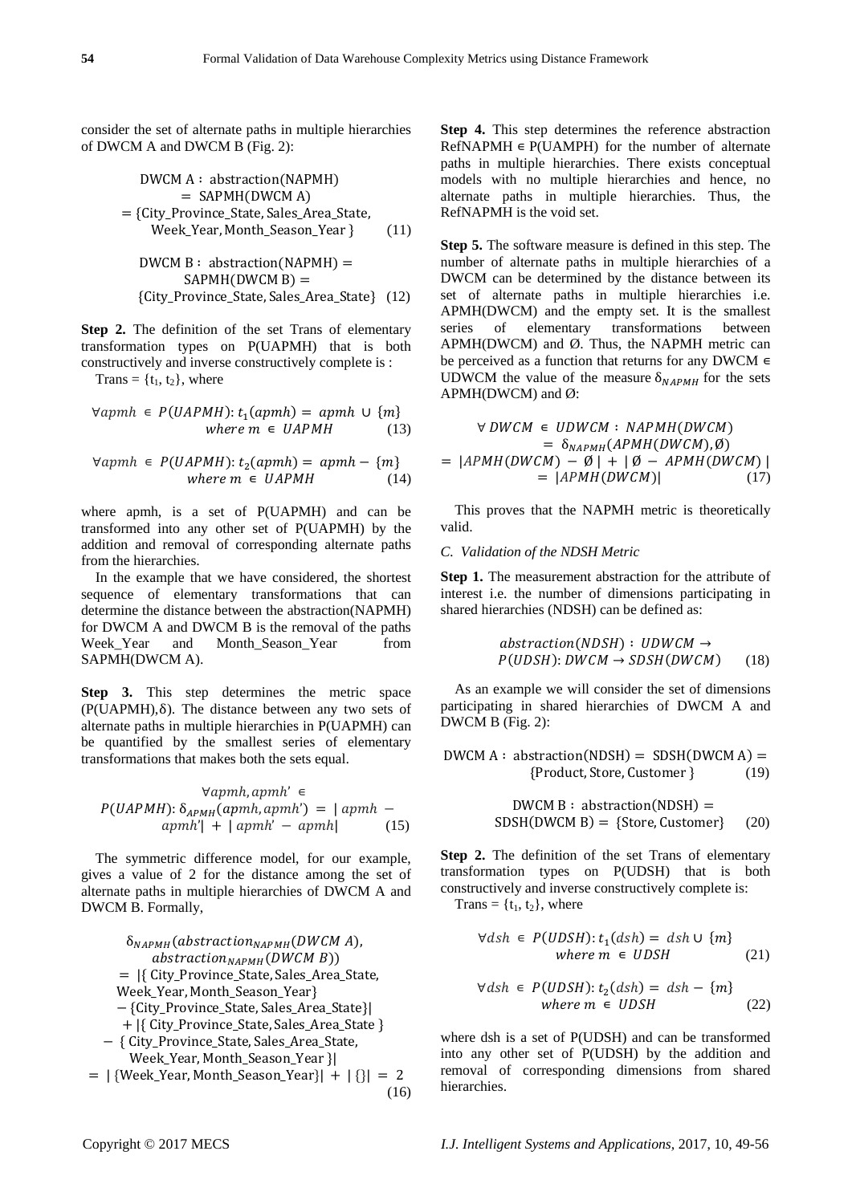consider the set of alternate paths in multiple hierarchies of DWCM A and DWCM B (Fig. 2):

$$\text{DWCM A}: \text{abstraction(NAPMH)} = \text{SAPMH(DWCM A)} = \{\text{City\_Province\_State, Sales\_Area\_State, Week\_Year, Month\_Season\_Year}\} \quad (11)$$

$$\text{DWCM B}: \text{abstraction(NAPMH)} = \text{SAPMH(DWCM B)} = \{\text{City\_Province\_State, Sales\_Area\_State}\} \quad (12)$$

**Step 2.** The definition of the set Trans of elementary transformation types on P(UAPMH) that is both constructively and inverse constructively complete is :

Trans = $\{t_1, t_2\}$, where

$$\forall apmh \in P(UAPMH): t_1(apmh) = apmh \cup \{m\} \text{ where } m \in UAPMH \quad (13)$$

$$\forall apmh \in P(UAPMH): t_2(apmh) = apmh - \{m\} \text{ where } m \in UAPMH \quad (14)$$

where apmh, is a set of P(UAPMH) and can be transformed into any other set of P(UAPMH) by the addition and removal of corresponding alternate paths from the hierarchies.

In the example that we have considered, the shortest sequence of elementary transformations that can determine the distance between the abstraction(NAPMH) for DWCM A and DWCM B is the removal of the paths Week_Year and Month_Season_Year from SAPMH(DWCM A).

**Step 3.** This step determines the metric space (P(UAPMH),δ). The distance between any two sets of alternate paths in multiple hierarchies in P(UAPMH) can be quantified by the smallest series of elementary transformations that makes both the sets equal.

$$\forall apmh, apmh' \in P(UAPMH): \delta_{APMH}(apmh, apmh') = |\, apmh - apmh'| + |\, apmh' - apmh| \quad (15)$$

The symmetric difference model, for our example, gives a value of 2 for the distance among the set of alternate paths in multiple hierarchies of DWCM A and DWCM B. Formally,

$$\begin{aligned}
&\delta_{NAPMH}(abstraction_{NAPMH}(DWCM\ A), abstraction_{NAPMH}(DWCM\ B)) \\
&= |\{\text{City\_Province\_State, Sales\_Area\_State, Week\_Year, Month\_Season\_Year}\} - \{\text{City\_Province\_State, Sales\_Area\_State}\}| \\
&\quad + |\{\text{City\_Province\_State, Sales\_Area\_State}\} - \{\text{City\_Province\_State, Sales\_Area\_State, Week\_Year, Month\_Season\_Year}\}| \\
&= |\{\text{Week\_Year, Month\_Season\_Year}\}| + |\{\}| = 2
\end{aligned} \quad (16)$$

**Step 4.** This step determines the reference abstraction RefNAPMH ∈ P(UAMPH) for the number of alternate paths in multiple hierarchies. There exists conceptual models with no multiple hierarchies and hence, no alternate paths in multiple hierarchies. Thus, the RefNAPMH is the void set.

**Step 5.** The software measure is defined in this step. The number of alternate paths in multiple hierarchies of a DWCM can be determined by the distance between its set of alternate paths in multiple hierarchies i.e. APMH(DWCM) and the empty set. It is the smallest series of elementary transformations between APMH(DWCM) and Ø. Thus, the NAPMH metric can be perceived as a function that returns for any DWCM ∈ UDWCM the value of the measure $\delta_{NAPMH}$ for the sets APMH(DWCM) and Ø:

$$\begin{aligned}
\forall\, DWCM \in UDWCM: NAPMH(DWCM) &= \delta_{NAPMH}(APMH(DWCM), \emptyset) \\
= |APMH(DWCM) - \emptyset| + |\emptyset - APMH(DWCM)| &= |APMH(DWCM)|
\end{aligned} \quad (17)$$

This proves that the NAPMH metric is theoretically valid.

### *C. Validation of the NDSH Metric*

**Step 1.** The measurement abstraction for the attribute of interest i.e. the number of dimensions participating in shared hierarchies (NDSH) can be defined as:

$$abstraction(NDSH): UDWCM \rightarrow P(UDSH): DWCM \rightarrow SDSH(DWCM) \quad (18)$$

As an example we will consider the set of dimensions participating in shared hierarchies of DWCM A and DWCM B (Fig. 2):

$$\text{DWCM A}: \text{abstraction(NDSH)} = \text{SDSH(DWCM A)} = \{\text{Product, Store, Customer}\} \quad (19)$$

$$\text{DWCM B}: \text{abstraction(NDSH)} = \text{SDSH(DWCM B)} = \{\text{Store, Customer}\} \quad (20)$$

**Step 2.** The definition of the set Trans of elementary transformation types on P(UDSH) that is both constructively and inverse constructively complete is:

Trans = $\{t_1, t_2\}$, where

$$\forall dsh \in P(UDSH): t_1(dsh) = dsh \cup \{m\} \text{ where } m \in UDSH \quad (21)$$

$$\forall dsh \in P(UDSH): t_2(dsh) = dsh - \{m\} \text{ where } m \in UDSH \quad (22)$$

where dsh is a set of P(UDSH) and can be transformed into any other set of P(UDSH) by the addition and removal of corresponding dimensions from shared hierarchies.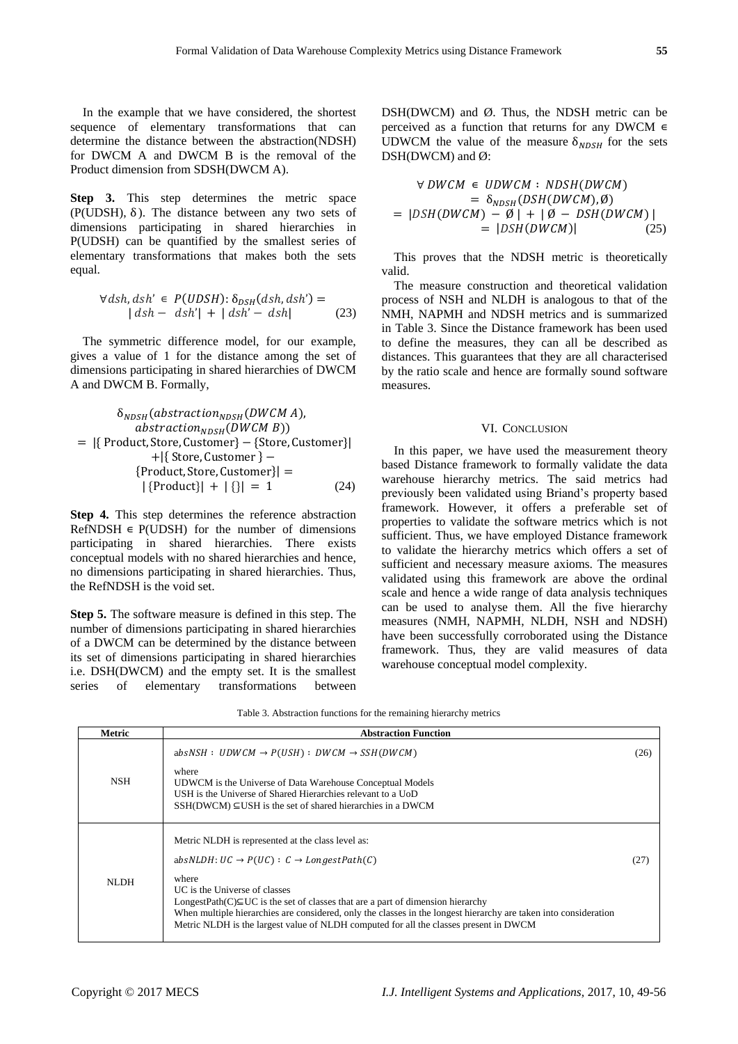In the example that we have considered, the shortest sequence of elementary transformations that can determine the distance between the abstraction(NDSH) for DWCM A and DWCM B is the removal of the Product dimension from SDSH(DWCM A).

**Step 3.** This step determines the metric space (P(UDSH), δ). The distance between any two sets of dimensions participating in shared hierarchies in P(UDSH) can be quantified by the smallest series of elementary transformations that makes both the sets equal.

$$\forall dsh, dsh' \in P(UDSH): \delta_{DSH}(dsh, dsh') = |\, dsh - dsh'| + |\, dsh' - dsh| \tag{23}$$

The symmetric difference model, for our example, gives a value of 1 for the distance among the set of dimensions participating in shared hierarchies of DWCM A and DWCM B. Formally,

$$\begin{aligned}&\delta_{NDSH}(abstraction_{NDSH}(DWCM\ A), abstraction_{NDSH}(DWCM\ B)) \\ &= |\{\text{Product, Store, Customer}\} - \{\text{Store, Customer}\}| \\ &+ |\{\text{Store, Customer}\} - \{\text{Product, Store, Customer}\}| = \\ &|\{\text{Product}\}| + |\{\}| = 1\end{aligned} \tag{24}$$

**Step 4.** This step determines the reference abstraction RefNDSH ∈ P(UDSH) for the number of dimensions participating in shared hierarchies. There exists conceptual models with no shared hierarchies and hence, no dimensions participating in shared hierarchies. Thus, the RefNDSH is the void set.

**Step 5.** The software measure is defined in this step. The number of dimensions participating in shared hierarchies of a DWCM can be determined by the distance between its set of dimensions participating in shared hierarchies i.e. DSH(DWCM) and the empty set. It is the smallest series of elementary transformations between DSH(DWCM) and Ø. Thus, the NDSH metric can be perceived as a function that returns for any DWCM ∈ UDWCM the value of the measure $\delta_{NDSH}$ for the sets DSH(DWCM) and Ø:

$$\begin{aligned}&\forall\, DWCM \in UDWCM : NDSH(DWCM) \\ &= \delta_{NDSH}(DSH(DWCM), \emptyset) \\ &= |DSH(DWCM) - \emptyset| + |\emptyset - DSH(DWCM)| \\ &= |DSH(DWCM)|\end{aligned} \tag{25}$$

This proves that the NDSH metric is theoretically valid.

The measure construction and theoretical validation process of NSH and NLDH is analogous to that of the NMH, NAPMH and NDSH metrics and is summarized in Table 3. Since the Distance framework has been used to define the measures, they can all be described as distances. This guarantees that they are all characterised by the ratio scale and hence are formally sound software measures.

## VI. Conclusion

In this paper, we have used the measurement theory based Distance framework to formally validate the data warehouse hierarchy metrics. The said metrics had previously been validated using Briand's property based framework. However, it offers a preferable set of properties to validate the software metrics which is not sufficient. Thus, we have employed Distance framework to validate the hierarchy metrics which offers a set of sufficient and necessary measure axioms. The measures validated using this framework are above the ordinal scale and hence a wide range of data analysis techniques can be used to analyse them. All the five hierarchy measures (NMH, NAPMH, NLDH, NSH and NDSH) have been successfully corroborated using the Distance framework. Thus, they are valid measures of data warehouse conceptual model complexity.

Table 3. Abstraction functions for the remaining hierarchy metrics

| Metric | Abstraction Function |
|---|---|
| NSH | $absNSH : UDWCM \rightarrow P(USH) : DWCM \rightarrow SSH(DWCM)$ (26)<br>where<br>UDWCM is the Universe of Data Warehouse Conceptual Models<br>USH is the Universe of Shared Hierarchies relevant to a UoD<br>SSH(DWCM) ⊆USH is the set of shared hierarchies in a DWCM |
| NLDH | Metric NLDH is represented at the class level as:<br>$absNLDH: UC \rightarrow P(UC) : C \rightarrow LongestPath(C)$ (27)<br>where<br>UC is the Universe of classes<br>LongestPath(C)⊆UC is the set of classes that are a part of dimension hierarchy<br>When multiple hierarchies are considered, only the classes in the longest hierarchy are taken into consideration<br>Metric NLDH is the largest value of NLDH computed for all the classes present in DWCM |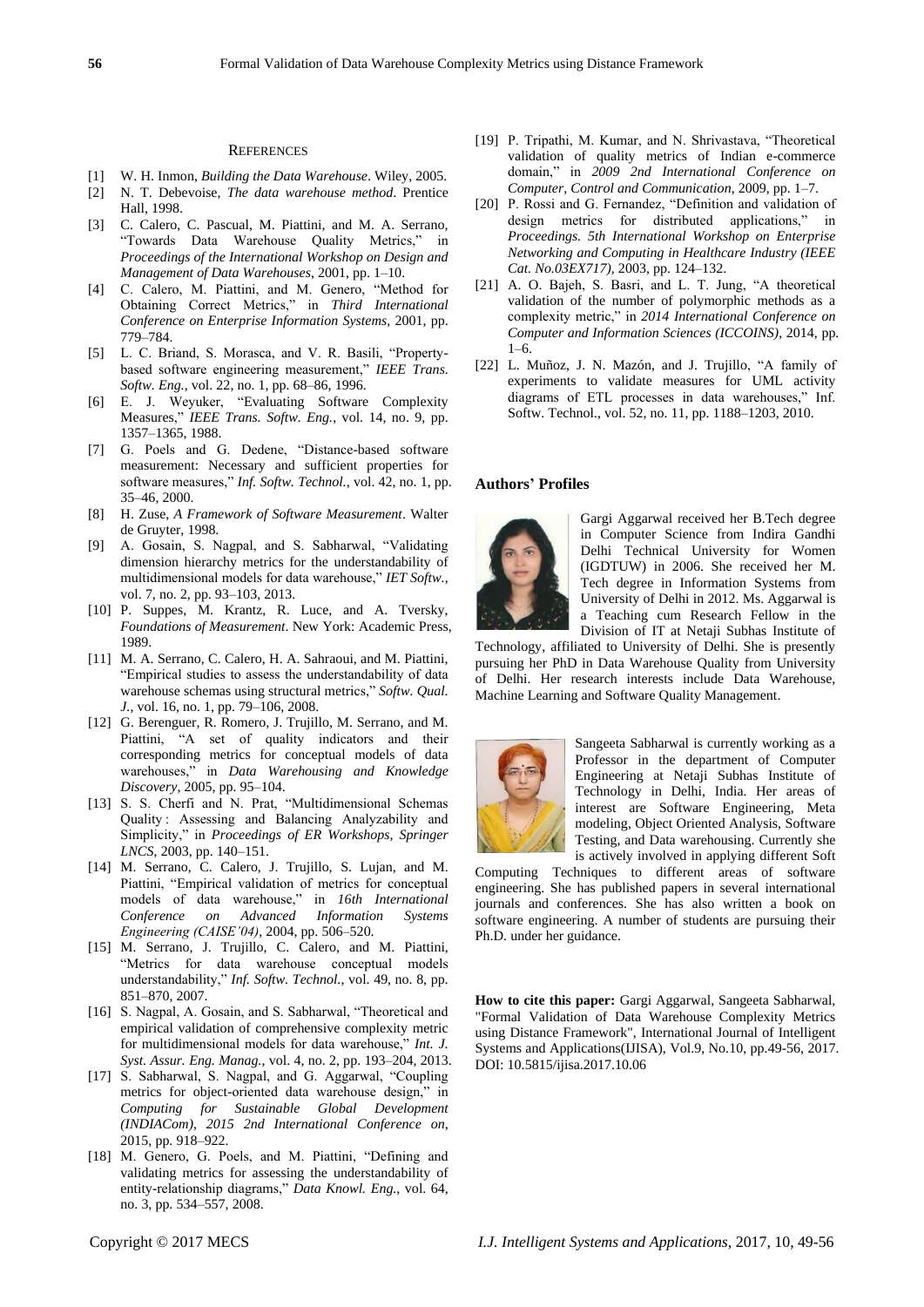## References

[1] W. H. Inmon, *Building the Data Warehouse*. Wiley, 2005.

[2] N. T. Debevoise, *The data warehouse method*. Prentice Hall, 1998.

[3] C. Calero, C. Pascual, M. Piattini, and M. A. Serrano, "Towards Data Warehouse Quality Metrics," in *Proceedings of the International Workshop on Design and Management of Data Warehouses*, 2001, pp. 1–10.

[4] C. Calero, M. Piattini, and M. Genero, "Method for Obtaining Correct Metrics," in *Third International Conference on Enterprise Information Systems*, 2001, pp. 779–784.

[5] L. C. Briand, S. Morasca, and V. R. Basili, "Property-based software engineering measurement," *IEEE Trans. Softw. Eng.*, vol. 22, no. 1, pp. 68–86, 1996.

[6] E. J. Weyuker, "Evaluating Software Complexity Measures," *IEEE Trans. Softw. Eng.*, vol. 14, no. 9, pp. 1357–1365, 1988.

[7] G. Poels and G. Dedene, "Distance-based software measurement: Necessary and sufficient properties for software measures," *Inf. Softw. Technol.*, vol. 42, no. 1, pp. 35–46, 2000.

[8] H. Zuse, *A Framework of Software Measurement*. Walter de Gruyter, 1998.

[9] A. Gosain, S. Nagpal, and S. Sabharwal, "Validating dimension hierarchy metrics for the understandability of multidimensional models for data warehouse," *IET Softw.*, vol. 7, no. 2, pp. 93–103, 2013.

[10] P. Suppes, M. Krantz, R. Luce, and A. Tversky, *Foundations of Measurement*. New York: Academic Press, 1989.

[11] M. A. Serrano, C. Calero, H. A. Sahraoui, and M. Piattini, "Empirical studies to assess the understandability of data warehouse schemas using structural metrics," *Softw. Qual. J.*, vol. 16, no. 1, pp. 79–106, 2008.

[12] G. Berenguer, R. Romero, J. Trujillo, M. Serrano, and M. Piattini, "A set of quality indicators and their corresponding metrics for conceptual models of data warehouses," in *Data Warehousing and Knowledge Discovery*, 2005, pp. 95–104.

[13] S. S. Cherfi and N. Prat, "Multidimensional Schemas Quality : Assessing and Balancing Analyzability and Simplicity," in *Proceedings of ER Workshops, Springer LNCS*, 2003, pp. 140–151.

[14] M. Serrano, C. Calero, J. Trujillo, S. Lujan, and M. Piattini, "Empirical validation of metrics for conceptual models of data warehouse," in *16th International Conference on Advanced Information Systems Engineering (CAISE'04)*, 2004, pp. 506–520.

[15] M. Serrano, J. Trujillo, C. Calero, and M. Piattini, "Metrics for data warehouse conceptual models understandability," *Inf. Softw. Technol.*, vol. 49, no. 8, pp. 851–870, 2007.

[16] S. Nagpal, A. Gosain, and S. Sabharwal, "Theoretical and empirical validation of comprehensive complexity metric for multidimensional models for data warehouse," *Int. J. Syst. Assur. Eng. Manag.*, vol. 4, no. 2, pp. 193–204, 2013.

[17] S. Sabharwal, S. Nagpal, and G. Aggarwal, "Coupling metrics for object-oriented data warehouse design," in *Computing for Sustainable Global Development (INDIACom), 2015 2nd International Conference on*, 2015, pp. 918–922.

[18] M. Genero, G. Poels, and M. Piattini, "Defining and validating metrics for assessing the understandability of entity-relationship diagrams," *Data Knowl. Eng.*, vol. 64, no. 3, pp. 534–557, 2008.

[19] P. Tripathi, M. Kumar, and N. Shrivastava, "Theoretical validation of quality metrics of Indian e-commerce domain," in *2009 2nd International Conference on Computer, Control and Communication*, 2009, pp. 1–7.

[20] P. Rossi and G. Fernandez, "Definition and validation of design metrics for distributed applications," in *Proceedings. 5th International Workshop on Enterprise Networking and Computing in Healthcare Industry (IEEE Cat. No.03EX717)*, 2003, pp. 124–132.

[21] A. O. Bajeh, S. Basri, and L. T. Jung, "A theoretical validation of the number of polymorphic methods as a complexity metric," in *2014 International Conference on Computer and Information Sciences (ICCOINS)*, 2014, pp. 1–6.

[22] L. Muñoz, J. N. Mazón, and J. Trujillo, "A family of experiments to validate measures for UML activity diagrams of ETL processes in data warehouses," Inf. Softw. Technol., vol. 52, no. 11, pp. 1188–1203, 2010.

### Authors' Profiles

Gargi Aggarwal received her B.Tech degree in Computer Science from Indira Gandhi Delhi Technical University for Women (IGDTUW) in 2006. She received her M. Tech degree in Information Systems from University of Delhi in 2012. Ms. Aggarwal is a Teaching cum Research Fellow in the Division of IT at Netaji Subhas Institute of Technology, affiliated to University of Delhi. She is presently pursuing her PhD in Data Warehouse Quality from University of Delhi. Her research interests include Data Warehouse, Machine Learning and Software Quality Management.

Sangeeta Sabharwal is currently working as a Professor in the department of Computer Engineering at Netaji Subhas Institute of Technology in Delhi, India. Her areas of interest are Software Engineering, Meta modeling, Object Oriented Analysis, Software Testing, and Data warehousing. Currently she is actively involved in applying different Soft Computing Techniques to different areas of software engineering. She has published papers in several international journals and conferences. She has also written a book on software engineering. A number of students are pursuing their Ph.D. under her guidance.

**How to cite this paper:** Gargi Aggarwal, Sangeeta Sabharwal, "Formal Validation of Data Warehouse Complexity Metrics using Distance Framework", International Journal of Intelligent Systems and Applications(IJISA), Vol.9, No.10, pp.49-56, 2017. DOI: 10.5815/ijisa.2017.10.06